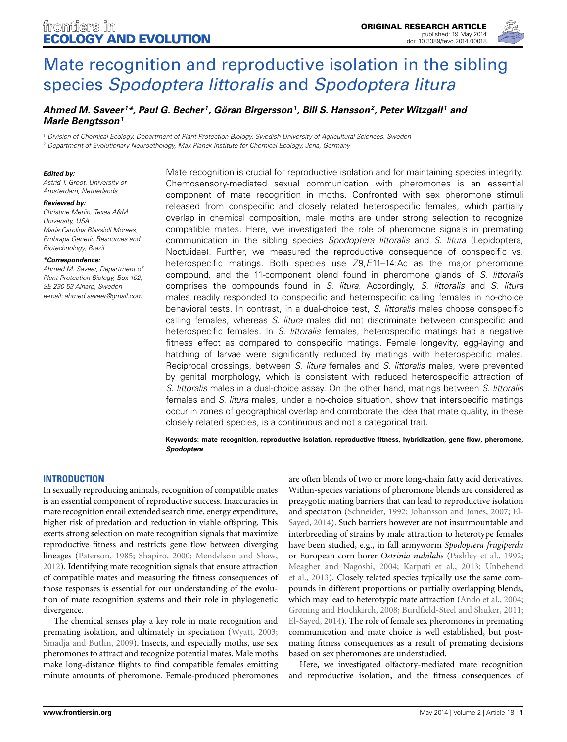# Mate recognition and reproductive isolation in the sibling species *Spodoptera littoralis* and *Spodoptera litura*

***Ahmed M. Saveer[1]\*, Paul G. Becher[1], Göran Birgersson[1], Bill S. Hansson[2], Peter Witzgall[1] and Marie Bengtsson[1]***

[1] Division of Chemical Ecology, Department of Plant Protection Biology, Swedish University of Agricultural Sciences, Sweden

[2] Department of Evolutionary Neuroethology, Max Planck Institute for Chemical Ecology, Jena, Germany

**Edited by:**
Astrid T. Groot, University of Amsterdam, Netherlands

**Reviewed by:**
Christine Merlin, Texas A&M University, USA
Maria Carolina Blassioli Moraes, Embrapa Genetic Resources and Biotechnology, Brazil

**\*Correspondence:**
Ahmed M. Saveer, Department of Plant Protection Biology, Box 102, SE-230 53 Alnarp, Sweden
e-mail: ahmed.saveer@gmail.com

Mate recognition is crucial for reproductive isolation and for maintaining species integrity. Chemosensory-mediated sexual communication with pheromones is an essential component of mate recognition in moths. Confronted with sex pheromone stimuli released from conspecific and closely related heterospecific females, which partially overlap in chemical composition, male moths are under strong selection to recognize compatible mates. Here, we investigated the role of pheromone signals in premating communication in the sibling species *Spodoptera littoralis* and *S. litura* (Lepidoptera, Noctuidae). Further, we measured the reproductive consequence of conspecific vs. heterospecific matings. Both species use *Z*9,*E*11–14:Ac as the major pheromone compound, and the 11-component blend found in pheromone glands of *S. littoralis* comprises the compounds found in *S. litura*. Accordingly, *S. littoralis* and *S. litura* males readily responded to conspecific and heterospecific calling females in no-choice behavioral tests. In contrast, in a dual-choice test, *S. littoralis* males choose conspecific calling females, whereas *S. litura* males did not discriminate between conspecific and heterospecific females. In *S. littoralis* females, heterospecific matings had a negative fitness effect as compared to conspecific matings. Female longevity, egg-laying and hatching of larvae were significantly reduced by matings with heterospecific males. Reciprocal crossings, between *S. litura* females and *S. littoralis* males, were prevented by genital morphology, which is consistent with reduced heterospecific attraction of *S. littoralis* males in a dual-choice assay. On the other hand, matings between *S. littoralis* females and *S. litura* males, under a no-choice situation, show that interspecific matings occur in zones of geographical overlap and corroborate the idea that mate quality, in these closely related species, is a continuous and not a categorical trait.

**Keywords: mate recognition, reproductive isolation, reproductive fitness, hybridization, gene flow, pheromone, *Spodoptera***

## INTRODUCTION

In sexually reproducing animals, recognition of compatible mates is an essential component of reproductive success. Inaccuracies in mate recognition entail extended search time, energy expenditure, higher risk of predation and reduction in viable offspring. This exerts strong selection on mate recognition signals that maximize reproductive fitness and restricts gene flow between diverging lineages (Paterson, 1985; Shapiro, 2000; Mendelson and Shaw, 2012). Identifying mate recognition signals that ensure attraction of compatible mates and measuring the fitness consequences of those responses is essential for our understanding of the evolution of mate recognition systems and their role in phylogenetic divergence.

The chemical senses play a key role in mate recognition and premating isolation, and ultimately in speciation (Wyatt, 2003; Smadja and Butlin, 2009). Insects, and especially moths, use sex pheromones to attract and recognize potential mates. Male moths make long-distance flights to find compatible females emitting minute amounts of pheromone. Female-produced pheromones are often blends of two or more long-chain fatty acid derivatives. Within-species variations of pheromone blends are considered as prezygotic mating barriers that can lead to reproductive isolation and speciation (Schneider, 1992; Johansson and Jones, 2007; El-Sayed, 2014). Such barriers however are not insurmountable and interbreeding of strains by male attraction to heterotype females have been studied, e.g., in fall armyworm *Spodoptera frugiperda* or European corn borer *Ostrinia nubilalis* (Pashley et al., 1992; Meagher and Nagoshi, 2004; Karpati et al., 2013; Unbehend et al., 2013). Closely related species typically use the same compounds in different proportions or partially overlapping blends, which may lead to heterotypic mate attraction (Ando et al., 2004; Groning and Hochkirch, 2008; Burdfield-Steel and Shuker, 2011; El-Sayed, 2014). The role of female sex pheromones in premating communication and mate choice is well established, but post-mating fitness consequences as a result of premating decisions based on sex pheromones are understudied.

Here, we investigated olfactory-mediated mate recognition and reproductive isolation, and the fitness consequences of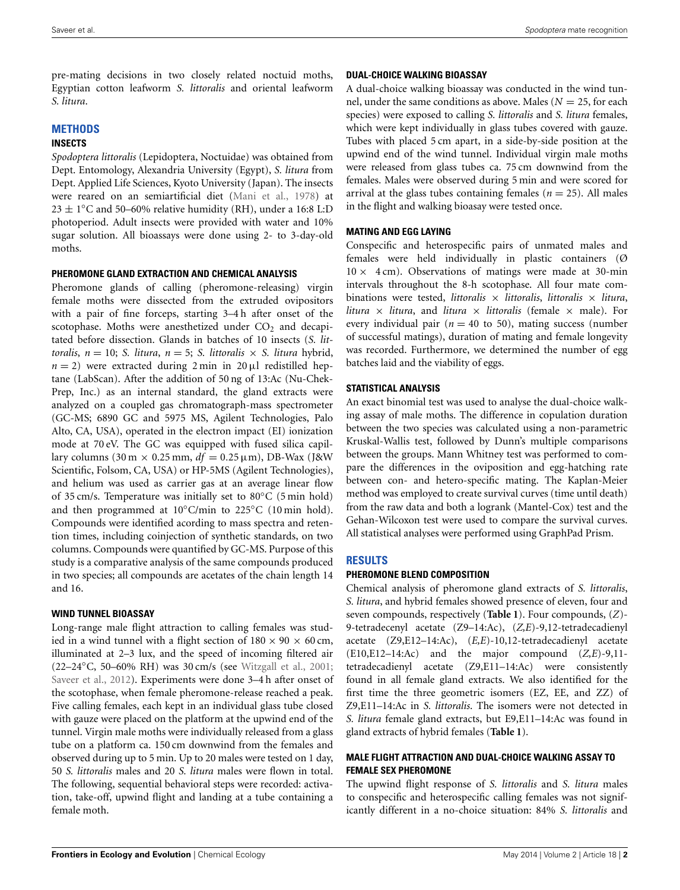pre-mating decisions in two closely related noctuid moths, Egyptian cotton leafworm *S. littoralis* and oriental leafworm *S. litura*.

## METHODS

### INSECTS

*Spodoptera littoralis* (Lepidoptera, Noctuidae) was obtained from Dept. Entomology, Alexandria University (Egypt), *S. litura* from Dept. Applied Life Sciences, Kyoto University (Japan). The insects were reared on an semiartificial diet (Mani et al., 1978) at $23 \pm 1°C$ and 50–60% relative humidity (RH), under a 16:8 L:D photoperiod. Adult insects were provided with water and 10% sugar solution. All bioassays were done using 2- to 3-day-old moths.

### PHEROMONE GLAND EXTRACTION AND CHEMICAL ANALYSIS

Pheromone glands of calling (pheromone-releasing) virgin female moths were dissected from the extruded ovipositors with a pair of fine forceps, starting 3–4 h after onset of the scotophase. Moths were anesthetized under $CO_2$ and decapitated before dissection. Glands in batches of 10 insects (*S. littoralis*, $n = 10$; *S. litura*, $n = 5$; *S. littoralis* × *S. litura* hybrid, $n = 2$) were extracted during 2 min in 20 μl redistilled heptane (LabScan). After the addition of 50 ng of 13:Ac (Nu-Chek-Prep, Inc.) as an internal standard, the gland extracts were analyzed on a coupled gas chromatograph-mass spectrometer (GC-MS; 6890 GC and 5975 MS, Agilent Technologies, Palo Alto, CA, USA), operated in the electron impact (EI) ionization mode at 70 eV. The GC was equipped with fused silica capillary columns (30 m × 0.25 mm, *df* = 0.25 μm), DB-Wax (J&W Scientific, Folsom, CA, USA) or HP-5MS (Agilent Technologies), and helium was used as carrier gas at an average linear flow of 35 cm/s. Temperature was initially set to 80°C (5 min hold) and then programmed at 10°C/min to 225°C (10 min hold). Compounds were identified acording to mass spectra and retention times, including coinjection of synthetic standards, on two columns. Compounds were quantified by GC-MS. Purpose of this study is a comparative analysis of the same compounds produced in two species; all compounds are acetates of the chain length 14 and 16.

### WIND TUNNEL BIOASSAY

Long-range male flight attraction to calling females was studied in a wind tunnel with a flight section of 180 × 90 × 60 cm, illuminated at 2–3 lux, and the speed of incoming filtered air (22–24°C, 50–60% RH) was 30 cm/s (see Witzgall et al., 2001; Saveer et al., 2012). Experiments were done 3–4 h after onset of the scotophase, when female pheromone-release reached a peak. Five calling females, each kept in an individual glass tube closed with gauze were placed on the platform at the upwind end of the tunnel. Virgin male moths were individually released from a glass tube on a platform ca. 150 cm downwind from the females and observed during up to 5 min. Up to 20 males were tested on 1 day, 50 *S. littoralis* males and 20 *S. litura* males were flown in total. The following, sequential behavioral steps were recorded: activation, take-off, upwind flight and landing at a tube containing a female moth.

### DUAL-CHOICE WALKING BIOASSAY

A dual-choice walking bioassay was conducted in the wind tunnel, under the same conditions as above. Males ($N = 25$, for each species) were exposed to calling *S. littoralis* and *S. litura* females, which were kept individually in glass tubes covered with gauze. Tubes with placed 5 cm apart, in a side-by-side position at the upwind end of the wind tunnel. Individual virgin male moths were released from glass tubes ca. 75 cm downwind from the females. Males were observed during 5 min and were scored for arrival at the glass tubes containing females ($n = 25$). All males in the flight and walking bioasay were tested once.

### MATING AND EGG LAYING

Conspecific and heterospecific pairs of unmated males and females were held individually in plastic containers (Ø 10 × 4 cm). Observations of matings were made at 30-min intervals throughout the 8-h scotophase. All four mate combinations were tested, *littoralis* × *littoralis*, *littoralis* × *litura*, *litura* × *litura*, and *litura* × *littoralis* (female × male). For every individual pair ($n = 40$ to 50), mating success (number of successful matings), duration of mating and female longevity was recorded. Furthermore, we determined the number of egg batches laid and the viability of eggs.

### STATISTICAL ANALYSIS

An exact binomial test was used to analyse the dual-choice walking assay of male moths. The difference in copulation duration between the two species was calculated using a non-parametric Kruskal-Wallis test, followed by Dunn's multiple comparisons between the groups. Mann Whitney test was performed to compare the differences in the oviposition and egg-hatching rate between con- and hetero-specific mating. The Kaplan-Meier method was employed to create survival curves (time until death) from the raw data and both a logrank (Mantel-Cox) test and the Gehan-Wilcoxon test were used to compare the survival curves. All statistical analyses were performed using GraphPad Prism.

## RESULTS

### PHEROMONE BLEND COMPOSITION

Chemical analysis of pheromone gland extracts of *S. littoralis*, *S. litura*, and hybrid females showed presence of eleven, four and seven compounds, respectively (**Table 1**). Four compounds, (*Z*)-9-tetradecenyl acetate (Z9–14:Ac), (*Z,E*)-9,12-tetradecadienyl acetate (Z9,E12–14:Ac), (*E,E*)-10,12-tetradecadienyl acetate (E10,E12–14:Ac) and the major compound (*Z,E*)-9,11-tetradecadienyl acetate (Z9,E11–14:Ac) were consistently found in all female gland extracts. We also identified for the first time the three geometric isomers (EZ, EE, and ZZ) of Z9,E11–14:Ac in *S. littoralis*. The isomers were not detected in *S. litura* female gland extracts, but E9,E11–14:Ac was found in gland extracts of hybrid females (**Table 1**).

### MALE FLIGHT ATTRACTION AND DUAL-CHOICE WALKING ASSAY TO FEMALE SEX PHEROMONE

The upwind flight response of *S. littoralis* and *S. litura* males to conspecific and heterospecific calling females was not significantly different in a no-choice situation: 84% *S. littoralis* and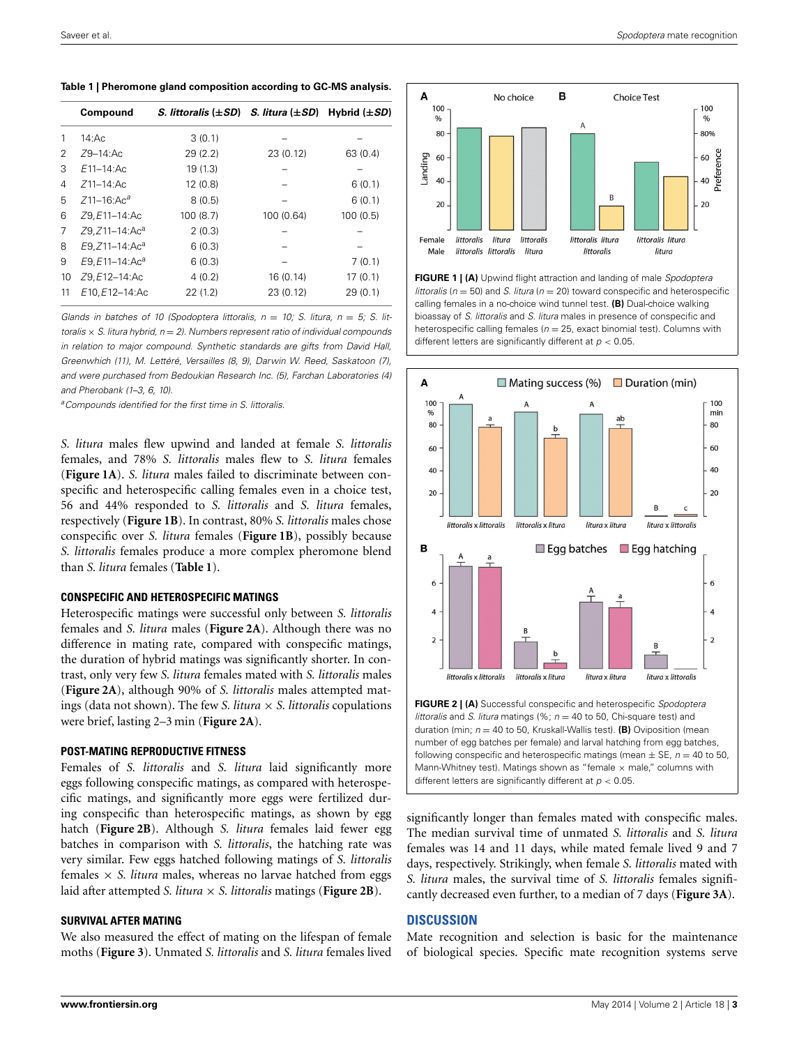**Table 1 | Pheromone gland composition according to GC-MS analysis.**

| | Compound | *S. littoralis* (±*SD*) | *S. litura* (±*SD*) | Hybrid (±*SD*) |
|---|---|---|---|---|
| 1 | 14:Ac | 3 (0.1) | – | – |
| 2 | *Z*9–14:Ac | 29 (2.2) | 23 (0.12) | 63 (0.4) |
| 3 | *E*11–14:Ac | 19 (1.3) | – | – |
| 4 | *Z*11–14:Ac | 12 (0.8) | – | 6 (0.1) |
| 5 | *Z*11–16:Ac[a] | 8 (0.5) | – | 6 (0.1) |
| 6 | *Z*9,*E*11–14:Ac | 100 (8.7) | 100 (0.64) | 100 (0.5) |
| 7 | *Z*9,*Z*11–14:Ac[a] | 2 (0.3) | – | – |
| 8 | *E*9,*Z*11–14:Ac[a] | 6 (0.3) | – | – |
| 9 | *E*9,*E*11–14:Ac[a] | 6 (0.3) | – | 7 (0.1) |
| 10 | *Z*9,*E*12–14:Ac | 4 (0.2) | 16 (0.14) | 17 (0.1) |
| 11 | *E*10,*E*12–14:Ac | 22 (1.2) | 23 (0.12) | 29 (0.1) |

*Glands in batches of 10 (Spodoptera littoralis, n = 10; S. litura, n = 5; S. littoralis × S. litura hybrid, n = 2). Numbers represent ratio of individual compounds in relation to major compound. Synthetic standards are gifts from David Hall, Greenwhich (11), M. Lettéré, Versailles (8, 9), Darwin W. Reed, Saskatoon (7), and were purchased from Bedoukian Research Inc. (5), Farchan Laboratories (4) and Pherobank (1–3, 6, 10).*

[a]*Compounds identified for the first time in S. littoralis.*

*S. litura* males flew upwind and landed at female *S. littoralis* females, and 78% *S. littoralis* males flew to *S. litura* females (**Figure 1A**). *S. litura* males failed to discriminate between conspecific and heterospecific calling females even in a choice test, 56 and 44% responded to *S. littoralis* and *S. litura* females, respectively (**Figure 1B**). In contrast, 80% *S. littoralis* males chose conspecific over *S. litura* females (**Figure 1B**), possibly because *S. littoralis* females produce a more complex pheromone blend than *S. litura* females (**Table 1**).

### CONSPECIFIC AND HETEROSPECIFIC MATINGS

Heterospecific matings were successful only between *S. littoralis* females and *S. litura* males (**Figure 2A**). Although there was no difference in mating rate, compared with conspecific matings, the duration of hybrid matings was significantly shorter. In contrast, only very few *S. litura* females mated with *S. littoralis* males (**Figure 2A**), although 90% of *S. littoralis* males attempted matings (data not shown). The few *S. litura* × *S. littoralis* copulations were brief, lasting 2–3 min (**Figure 2A**).

### POST-MATING REPRODUCTIVE FITNESS

Females of *S. littoralis* and *S. litura* laid significantly more eggs following conspecific matings, as compared with heterospecific matings, and significantly more eggs were fertilized during conspecific than heterospecific matings, as shown by egg hatch (**Figure 2B**). Although *S. litura* females laid fewer egg batches in comparison with *S. littoralis*, the hatching rate was very similar. Few eggs hatched following matings of *S. littoralis* females × *S. litura* males, whereas no larvae hatched from eggs laid after attempted *S. litura* × *S. littoralis* matings (**Figure 2B**).

### SURVIVAL AFTER MATING

We also measured the effect of mating on the lifespan of female moths (**Figure 3**). Unmated *S. littoralis* and *S. litura* females lived significantly longer than females mated with conspecific males. The median survival time of unmated *S. littoralis* and *S. litura* females was 14 and 11 days, while mated female lived 9 and 7 days, respectively. Strikingly, when female *S. littoralis* mated with *S. litura* males, the survival time of *S. littoralis* females significantly decreased even further, to a median of 7 days (**Figure 3A**).

**FIGURE 1 | (A)** Upwind flight attraction and landing of male *Spodoptera littoralis* ($n = 50$) and *S. litura* ($n = 20$) toward conspecific and heterospecific calling females in a no-choice wind tunnel test. **(B)** Dual-choice walking bioassay of *S. littoralis* and *S. litura* males in presence of conspecific and heterospecific calling females ($n = 25$, exact binomial test). Columns with different letters are significantly different at $p < 0.05$.

**FIGURE 2 | (A)** Successful conspecific and heterospecific *Spodoptera littoralis* and *S. litura* matings (%; $n = 40$ to 50, Chi-square test) and duration (min; $n = 40$ to 50, Kruskall-Wallis test). **(B)** Oviposition (mean number of egg batches per female) and larval hatching from egg batches, following conspecific and heterospecific matings (mean ± SE, $n = 40$ to 50, Mann-Whitney test). Matings shown as "female × male," columns with different letters are significantly different at $p < 0.05$.

## DISCUSSION

Mate recognition and selection is basic for the maintenance of biological species. Specific mate recognition systems serve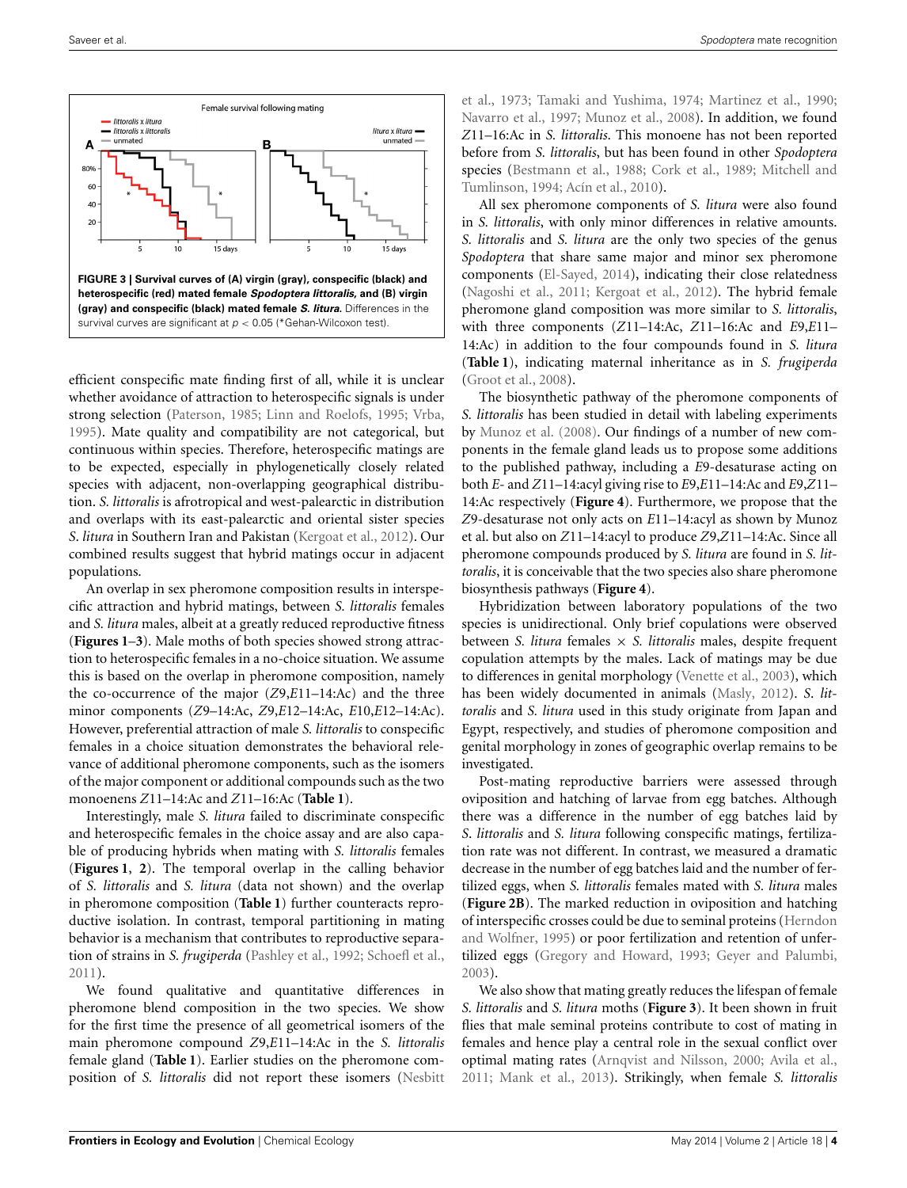**FIGURE 3 | Survival curves of (A) virgin (gray), conspecific (black) and heterospecific (red) mated female *Spodoptera littoralis*, and (B) virgin (gray) and conspecific (black) mated female *S. litura*.** Differences in the survival curves are significant at $p < 0.05$ (*Gehan-Wilcoxon test).

efficient conspecific mate finding first of all, while it is unclear whether avoidance of attraction to heterospecific signals is under strong selection (Paterson, 1985; Linn and Roelofs, 1995; Vrba, 1995). Mate quality and compatibility are not categorical, but continuous within species. Therefore, heterospecific matings are to be expected, especially in phylogenetically closely related species with adjacent, non-overlapping geographical distribution. *S. littoralis* is afrotropical and west-palearctic in distribution and overlaps with its east-palearctic and oriental sister species *S. litura* in Southern Iran and Pakistan (Kergoat et al., 2012). Our combined results suggest that hybrid matings occur in adjacent populations.

An overlap in sex pheromone composition results in interspecific attraction and hybrid matings, between *S. littoralis* females and *S. litura* males, albeit at a greatly reduced reproductive fitness (**Figures 1–3**). Male moths of both species showed strong attraction to heterospecific females in a no-choice situation. We assume this is based on the overlap in pheromone composition, namely the co-occurrence of the major (*Z*9,*E*11–14:Ac) and the three minor components (*Z*9–14:Ac, *Z*9,*E*12–14:Ac, *E*10,*E*12–14:Ac). However, preferential attraction of male *S. littoralis* to conspecific females in a choice situation demonstrates the behavioral relevance of additional pheromone components, such as the isomers of the major component or additional compounds such as the two monoenens *Z*11–14:Ac and *Z*11–16:Ac (**Table 1**).

Interestingly, male *S. litura* failed to discriminate conspecific and heterospecific females in the choice assay and are also capable of producing hybrids when mating with *S. littoralis* females (**Figures 1**, **2**). The temporal overlap in the calling behavior of *S. littoralis* and *S. litura* (data not shown) and the overlap in pheromone composition (**Table 1**) further counteracts reproductive isolation. In contrast, temporal partitioning in mating behavior is a mechanism that contributes to reproductive separation of strains in *S. frugiperda* (Pashley et al., 1992; Schoefl et al., 2011).

We found qualitative and quantitative differences in pheromone blend composition in the two species. We show for the first time the presence of all geometrical isomers of the main pheromone compound *Z*9,*E*11–14:Ac in the *S. littoralis* female gland (**Table 1**). Earlier studies on the pheromone composition of *S. littoralis* did not report these isomers (Nesbitt et al., 1973; Tamaki and Yushima, 1974; Martinez et al., 1990; Navarro et al., 1997; Munoz et al., 2008). In addition, we found *Z*11–16:Ac in *S. littoralis*. This monoene has not been reported before from *S. littoralis*, but has been found in other *Spodoptera* species (Bestmann et al., 1988; Cork et al., 1989; Mitchell and Tumlinson, 1994; Acín et al., 2010).

All sex pheromone components of *S. litura* were also found in *S. littoralis*, with only minor differences in relative amounts. *S. littoralis* and *S. litura* are the only two species of the genus *Spodoptera* that share same major and minor sex pheromone components (El-Sayed, 2014), indicating their close relatedness (Nagoshi et al., 2011; Kergoat et al., 2012). The hybrid female pheromone gland composition was more similar to *S. littoralis*, with three components (*Z*11–14:Ac, *Z*11–16:Ac and *E*9,*E*11–14:Ac) in addition to the four compounds found in *S. litura* (**Table 1**), indicating maternal inheritance as in *S. frugiperda* (Groot et al., 2008).

The biosynthetic pathway of the pheromone components of *S. littoralis* has been studied in detail with labeling experiments by Munoz et al. (2008). Our findings of a number of new components in the female gland leads us to propose some additions to the published pathway, including a *E*9-desaturase acting on both *E*- and *Z*11–14:acyl giving rise to *E*9,*E*11–14:Ac and *E*9,*Z*11–14:Ac respectively (**Figure 4**). Furthermore, we propose that the *Z*9-desaturase not only acts on *E*11–14:acyl as shown by Munoz et al. but also on *Z*11–14:acyl to produce *Z*9,*Z*11–14:Ac. Since all pheromone compounds produced by *S. litura* are found in *S. littoralis*, it is conceivable that the two species also share pheromone biosynthesis pathways (**Figure 4**).

Hybridization between laboratory populations of the two species is unidirectional. Only brief copulations were observed between *S. litura* females × *S. littoralis* males, despite frequent copulation attempts by the males. Lack of matings may be due to differences in genital morphology (Venette et al., 2003), which has been widely documented in animals (Masly, 2012). *S. littoralis* and *S. litura* used in this study originate from Japan and Egypt, respectively, and studies of pheromone composition and genital morphology in zones of geographic overlap remains to be investigated.

Post-mating reproductive barriers were assessed through oviposition and hatching of larvae from egg batches. Although there was a difference in the number of egg batches laid by *S. littoralis* and *S. litura* following conspecific matings, fertilization rate was not different. In contrast, we measured a dramatic decrease in the number of egg batches laid and the number of fertilized eggs, when *S. littoralis* females mated with *S. litura* males (**Figure 2B**). The marked reduction in oviposition and hatching of interspecific crosses could be due to seminal proteins (Herndon and Wolfner, 1995) or poor fertilization and retention of unfertilized eggs (Gregory and Howard, 1993; Geyer and Palumbi, 2003).

We also show that mating greatly reduces the lifespan of female *S. littoralis* and *S. litura* moths (**Figure 3**). It been shown in fruit flies that male seminal proteins contribute to cost of mating in females and hence play a central role in the sexual conflict over optimal mating rates (Arnqvist and Nilsson, 2000; Avila et al., 2011; Mank et al., 2013). Strikingly, when female *S. littoralis*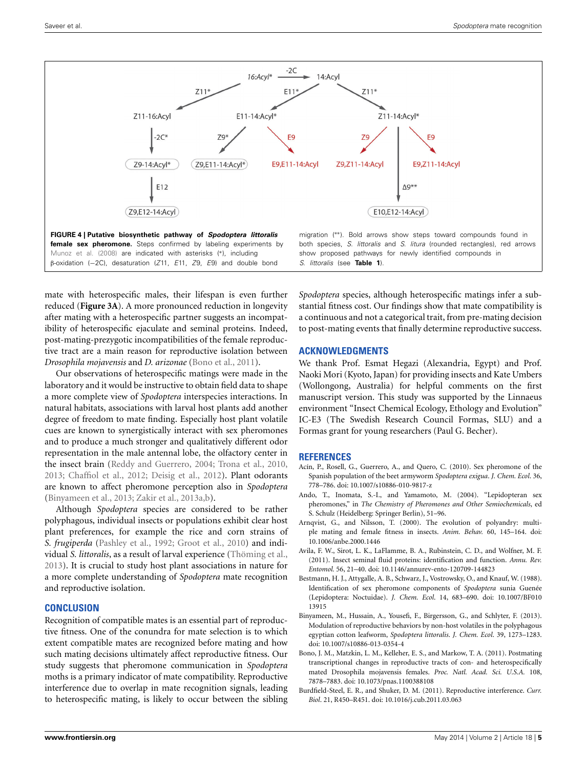**FIGURE 4 | Putative biosynthetic pathway of *Spodoptera littoralis* female sex pheromone.** Steps confirmed by labeling experiments by Munoz et al. (2008) are indicated with asterisks (*), including β-oxidation (−2C), desaturation (*Z*11, *E*11, *Z*9, *E*9) and double bond migration (**). Bold arrows show steps toward compounds found in both species, *S. littoralis* and *S. litura* (rounded rectangles), red arrows show proposed pathways for newly identified compounds in *S. littoralis* (see **Table 1**).

mate with heterospecific males, their lifespan is even further reduced (**Figure 3A**). A more pronounced reduction in longevity after mating with a heterospecific partner suggests an incompatibility of heterospecific ejaculate and seminal proteins. Indeed, post-mating-prezygotic incompatibilities of the female reproductive tract are a main reason for reproductive isolation between *Drosophila mojavensis* and *D. arizonae* (Bono et al., 2011).

Our observations of heterospecific matings were made in the laboratory and it would be instructive to obtain field data to shape a more complete view of *Spodoptera* interspecies interactions. In natural habitats, associations with larval host plants add another degree of freedom to mate finding. Especially host plant volatile cues are known to synergistically interact with sex pheromones and to produce a much stronger and qualitatively different odor representation in the male antennal lobe, the olfactory center in the insect brain (Reddy and Guerrero, 2004; Trona et al., 2010, 2013; Chaffiol et al., 2012; Deisig et al., 2012). Plant odorants are known to affect pheromone perception also in *Spodoptera* (Binyameen et al., 2013; Zakir et al., 2013a,b).

Although *Spodoptera* species are considered to be rather polyphagous, individual insects or populations exhibit clear host plant preferences, for example the rice and corn strains of *S. frugiperda* (Pashley et al., 1992; Groot et al., 2010) and individual *S. littoralis*, as a result of larval experience (Thöming et al., 2013). It is crucial to study host plant associations in nature for a more complete understanding of *Spodoptera* mate recognition and reproductive isolation.

## CONCLUSION

Recognition of compatible mates is an essential part of reproductive fitness. One of the conundra for mate selection is to which extent compatible mates are recognized before mating and how such mating decisions ultimately affect reproductive fitness. Our study suggests that pheromone communication in *Spodoptera* moths is a primary indicator of mate compatibility. Reproductive interference due to overlap in mate recognition signals, leading to heterospecific mating, is likely to occur between the sibling *Spodoptera* species, although heterospecific matings infer a substantial fitness cost. Our findings show that mate compatibility is a continuous and not a categorical trait, from pre-mating decision to post-mating events that finally determine reproductive success.

## ACKNOWLEDGMENTS

We thank Prof. Esmat Hegazi (Alexandria, Egypt) and Prof. Naoki Mori (Kyoto, Japan) for providing insects and Kate Umbers (Wollongong, Australia) for helpful comments on the first manuscript version. This study was supported by the Linnaeus environment "Insect Chemical Ecology, Ethology and Evolution" IC-E3 (The Swedish Research Council Formas, SLU) and a Formas grant for young researchers (Paul G. Becher).

## REFERENCES

Acín, P., Rosell, G., Guerrero, A., and Quero, C. (2010). Sex pheromone of the Spanish population of the beet armyworm *Spodoptera exigua*. *J. Chem. Ecol.* 36, 778–786. doi: 10.1007/s10886-010-9817-z

Ando, T., Inomata, S.-I., and Yamamoto, M. (2004). "Lepidopteran sex pheromones," in *The Chemistry of Pheromones and Other Semiochemicals*, ed S. Schulz (Heidelberg: Springer Berlin), 51–96.

Arnqvist, G., and Nilsson, T. (2000). The evolution of polyandry: multiple mating and female fitness in insects. *Anim. Behav.* 60, 145–164. doi: 10.1006/anbe.2000.1446

Avila, F. W., Sirot, L. K., LaFlamme, B. A., Rubinstein, C. D., and Wolfner, M. F. (2011). Insect seminal fluid proteins: identification and function. *Annu. Rev. Entomol.* 56, 21–40. doi: 10.1146/annurev-ento-120709-144823

Bestmann, H. J., Attygalle, A. B., Schwarz, J., Vostrowsky, O., and Knauf, W. (1988). Identification of sex pheromone components of *Spodoptera* sunia Guenée (Lepidoptera: Noctuidae). *J. Chem. Ecol.* 14, 683–690. doi: 10.1007/BF01013915

Binyameen, M., Hussain, A., Yousefi, F., Birgersson, G., and Schlyter, F. (2013). Modulation of reproductive behaviors by non-host volatiles in the polyphagous egyptian cotton leafworm, *Spodoptera littoralis*. *J. Chem. Ecol.* 39, 1273–1283. doi: 10.1007/s10886-013-0354-4

Bono, J. M., Matzkin, L. M., Kelleher, E. S., and Markow, T. A. (2011). Postmating transcriptional changes in reproductive tracts of con- and heterospecifically mated Drosophila mojavensis females. *Proc. Natl. Acad. Sci. U.S.A.* 108, 7878–7883. doi: 10.1073/pnas.1100388108

Burdfield-Steel, E. R., and Shuker, D. M. (2011). Reproductive interference. *Curr. Biol.* 21, R450–R451. doi: 10.1016/j.cub.2011.03.063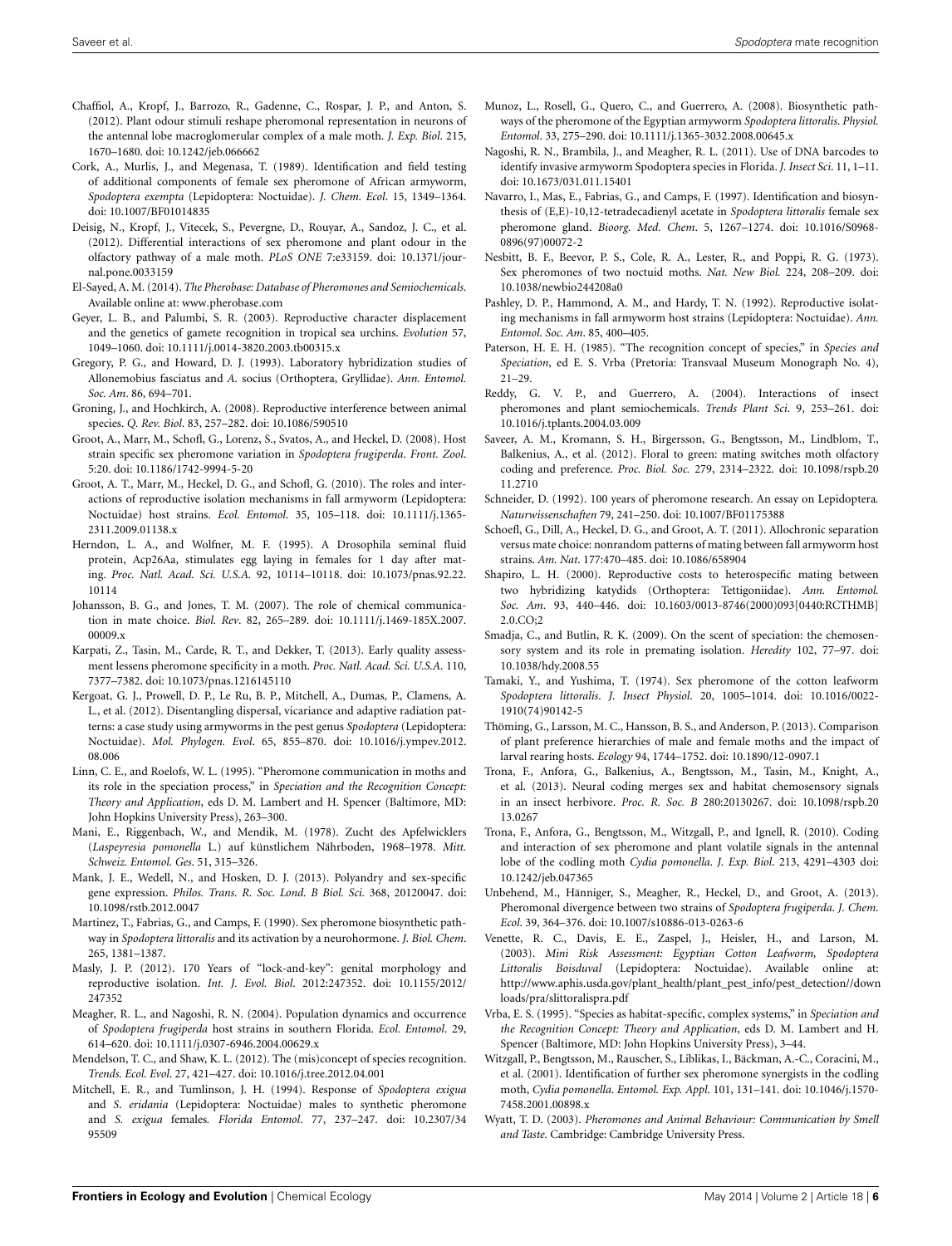Chaffiol, A., Kropf, J., Barrozo, R., Gadenne, C., Rospar, J. P., and Anton, S. (2012). Plant odour stimuli reshape pheromonal representation in neurons of the antennal lobe macroglomerular complex of a male moth. *J. Exp. Biol*. 215, 1670–1680. doi: 10.1242/jeb.066662

Cork, A., Murlis, J., and Megenasa, T. (1989). Identification and field testing of additional components of female sex pheromone of African armyworm, *Spodoptera exempta* (Lepidoptera: Noctuidae). *J. Chem. Ecol*. 15, 1349–1364. doi: 10.1007/BF01014835

Deisig, N., Kropf, J., Vitecek, S., Pevergne, D., Rouyar, A., Sandoz, J. C., et al. (2012). Differential interactions of sex pheromone and plant odour in the olfactory pathway of a male moth. *PLoS ONE* 7:e33159. doi: 10.1371/journal.pone.0033159

El-Sayed, A. M. (2014). *The Pherobase: Database of Pheromones and Semiochemicals*. Available online at: www.pherobase.com

Geyer, L. B., and Palumbi, S. R. (2003). Reproductive character displacement and the genetics of gamete recognition in tropical sea urchins. *Evolution* 57, 1049–1060. doi: 10.1111/j.0014-3820.2003.tb00315.x

Gregory, P. G., and Howard, D. J. (1993). Laboratory hybridization studies of Allonemobius fasciatus and *A*. socius (Orthoptera, Gryllidae). *Ann. Entomol. Soc. Am*. 86, 694–701.

Groning, J., and Hochkirch, A. (2008). Reproductive interference between animal species. *Q. Rev. Biol*. 83, 257–282. doi: 10.1086/590510

Groot, A., Marr, M., Schofl, G., Lorenz, S., Svatos, A., and Heckel, D. (2008). Host strain specific sex pheromone variation in *Spodoptera frugiperda*. *Front. Zool*. 5:20. doi: 10.1186/1742-9994-5-20

Groot, A. T., Marr, M., Heckel, D. G., and Schofl, G. (2010). The roles and interactions of reproductive isolation mechanisms in fall armyworm (Lepidoptera: Noctuidae) host strains. *Ecol. Entomol*. 35, 105–118. doi: 10.1111/j.1365-2311.2009.01138.x

Herndon, L. A., and Wolfner, M. F. (1995). A Drosophila seminal fluid protein, Acp26Aa, stimulates egg laying in females for 1 day after mating. *Proc. Natl. Acad. Sci. U.S.A*. 92, 10114–10118. doi: 10.1073/pnas.92.22.10114

Johansson, B. G., and Jones, T. M. (2007). The role of chemical communication in mate choice. *Biol. Rev*. 82, 265–289. doi: 10.1111/j.1469-185X.2007.00009.x

Karpati, Z., Tasin, M., Carde, R. T., and Dekker, T. (2013). Early quality assessment lessens pheromone specificity in a moth. *Proc. Natl. Acad. Sci. U.S.A*. 110, 7377–7382. doi: 10.1073/pnas.1216145110

Kergoat, G. J., Prowell, D. P., Le Ru, B. P., Mitchell, A., Dumas, P., Clamens, A. L., et al. (2012). Disentangling dispersal, vicariance and adaptive radiation patterns: a case study using armyworms in the pest genus *Spodoptera* (Lepidoptera: Noctuidae). *Mol. Phylogen. Evol*. 65, 855–870. doi: 10.1016/j.ympev.2012.08.006

Linn, C. E., and Roelofs, W. L. (1995). "Pheromone communication in moths and its role in the speciation process," in *Speciation and the Recognition Concept: Theory and Application*, eds D. M. Lambert and H. Spencer (Baltimore, MD: John Hopkins University Press), 263–300.

Mani, E., Riggenbach, W., and Mendik, M. (1978). Zucht des Apfelwicklers (*Laspeyresia pomonella* L.) auf künstlichem Nährboden, 1968–1978. *Mitt. Schweiz. Entomol. Ges*. 51, 315–326.

Mank, J. E., Wedell, N., and Hosken, D. J. (2013). Polyandry and sex-specific gene expression. *Philos. Trans. R. Soc. Lond. B Biol. Sci*. 368, 20120047. doi: 10.1098/rstb.2012.0047

Martinez, T., Fabrias, G., and Camps, F. (1990). Sex pheromone biosynthetic pathway in *Spodoptera littoralis* and its activation by a neurohormone. *J. Biol. Chem*. 265, 1381–1387.

Masly, J. P. (2012). 170 Years of "lock-and-key": genital morphology and reproductive isolation. *Int. J. Evol. Biol*. 2012:247352. doi: 10.1155/2012/247352

Meagher, R. L., and Nagoshi, R. N. (2004). Population dynamics and occurrence of *Spodoptera frugiperda* host strains in southern Florida. *Ecol. Entomol*. 29, 614–620. doi: 10.1111/j.0307-6946.2004.00629.x

Mendelson, T. C., and Shaw, K. L. (2012). The (mis)concept of species recognition. *Trends. Ecol. Evol*. 27, 421–427. doi: 10.1016/j.tree.2012.04.001

Mitchell, E. R., and Tumlinson, J. H. (1994). Response of *Spodoptera exigua* and *S. eridania* (Lepidoptera: Noctuidae) males to synthetic pheromone and *S. exigua* females. *Florida Entomol*. 77, 237–247. doi: 10.2307/3495509

Munoz, L., Rosell, G., Quero, C., and Guerrero, A. (2008). Biosynthetic pathways of the pheromone of the Egyptian armyworm *Spodoptera littoralis*. *Physiol. Entomol*. 33, 275–290. doi: 10.1111/j.1365-3032.2008.00645.x

Nagoshi, R. N., Brambila, J., and Meagher, R. L. (2011). Use of DNA barcodes to identify invasive armyworm Spodoptera species in Florida. *J. Insect Sci*. 11, 1–11. doi: 10.1673/031.011.15401

Navarro, I., Mas, E., Fabrias, G., and Camps, F. (1997). Identification and biosynthesis of (E,E)-10,12-tetradecadienyl acetate in *Spodoptera littoralis* female sex pheromone gland. *Bioorg. Med. Chem*. 5, 1267–1274. doi: 10.1016/S0968-0896(97)00072-2

Nesbitt, B. F., Beevor, P. S., Cole, R. A., Lester, R., and Poppi, R. G. (1973). Sex pheromones of two noctuid moths. *Nat. New Biol*. 224, 208–209. doi: 10.1038/newbio244208a0

Pashley, D. P., Hammond, A. M., and Hardy, T. N. (1992). Reproductive isolating mechanisms in fall armyworm host strains (Lepidoptera: Noctuidae). *Ann. Entomol. Soc. Am*. 85, 400–405.

Paterson, H. E. H. (1985). "The recognition concept of species," in *Species and Speciation*, ed E. S. Vrba (Pretoria: Transvaal Museum Monograph No. 4), 21–29.

Reddy, G. V. P., and Guerrero, A. (2004). Interactions of insect pheromones and plant semiochemicals. *Trends Plant Sci*. 9, 253–261. doi: 10.1016/j.tplants.2004.03.009

Saveer, A. M., Kromann, S. H., Birgersson, G., Bengtsson, M., Lindblom, T., Balkenius, A., et al. (2012). Floral to green: mating switches moth olfactory coding and preference. *Proc. Biol. Soc*. 279, 2314–2322. doi: 10.1098/rspb.2011.2710

Schneider, D. (1992). 100 years of pheromone research. An essay on Lepidoptera. *Naturwissenschaften* 79, 241–250. doi: 10.1007/BF01175388

Schoefl, G., Dill, A., Heckel, D. G., and Groot, A. T. (2011). Allochronic separation versus mate choice: nonrandom patterns of mating between fall armyworm host strains. *Am. Nat*. 177:470–485. doi: 10.1086/658904

Shapiro, L. H. (2000). Reproductive costs to heterospecific mating between two hybridizing katydids (Orthoptera: Tettigoniidae). *Ann. Entomol. Soc. Am*. 93, 440–446. doi: 10.1603/0013-8746(2000)093[0440:RCTHMB]2.0.CO;2

Smadja, C., and Butlin, R. K. (2009). On the scent of speciation: the chemosensory system and its role in premating isolation. *Heredity* 102, 77–97. doi: 10.1038/hdy.2008.55

Tamaki, Y., and Yushima, T. (1974). Sex pheromone of the cotton leafworm *Spodoptera littoralis*. *J. Insect Physiol*. 20, 1005–1014. doi: 10.1016/0022-1910(74)90142-5

Thöming, G., Larsson, M. C., Hansson, B. S., and Anderson, P. (2013). Comparison of plant preference hierarchies of male and female moths and the impact of larval rearing hosts. *Ecology* 94, 1744–1752. doi: 10.1890/12-0907.1

Trona, F., Anfora, G., Balkenius, A., Bengtsson, M., Tasin, M., Knight, A., et al. (2013). Neural coding merges sex and habitat chemosensory signals in an insect herbivore. *Proc. R. Soc. B* 280:20130267. doi: 10.1098/rspb.2013.0267

Trona, F., Anfora, G., Bengtsson, M., Witzgall, P., and Ignell, R. (2010). Coding and interaction of sex pheromone and plant volatile signals in the antennal lobe of the codling moth *Cydia pomonella*. *J. Exp. Biol*. 213, 4291–4303 doi: 10.1242/jeb.047365

Unbehend, M., Hänniger, S., Meagher, R., Heckel, D., and Groot, A. (2013). Pheromonal divergence between two strains of *Spodoptera frugiperda*. *J. Chem. Ecol*. 39, 364–376. doi: 10.1007/s10886-013-0263-6

Venette, R. C., Davis, E. E., Zaspel, J., Heisler, H., and Larson, M. (2003). *Mini Risk Assessment: Egyptian Cotton Leafworm, Spodoptera Littoralis Boisduval* (Lepidoptera: Noctuidae). Available online at: http://www.aphis.usda.gov/plant_health/plant_pest_info/pest_detection//downloads/pra/slittoralispra.pdf

Vrba, E. S. (1995). "Species as habitat-specific, complex systems," in *Speciation and the Recognition Concept: Theory and Application*, eds D. M. Lambert and H. Spencer (Baltimore, MD: John Hopkins University Press), 3–44.

Witzgall, P., Bengtsson, M., Rauscher, S., Liblikas, I., Bäckman, A.-C., Coracini, M., et al. (2001). Identification of further sex pheromone synergists in the codling moth, *Cydia pomonella*. *Entomol. Exp. Appl*. 101, 131–141. doi: 10.1046/j.1570-7458.2001.00898.x

Wyatt, T. D. (2003). *Pheromones and Animal Behaviour: Communication by Smell and Taste*. Cambridge: Cambridge University Press.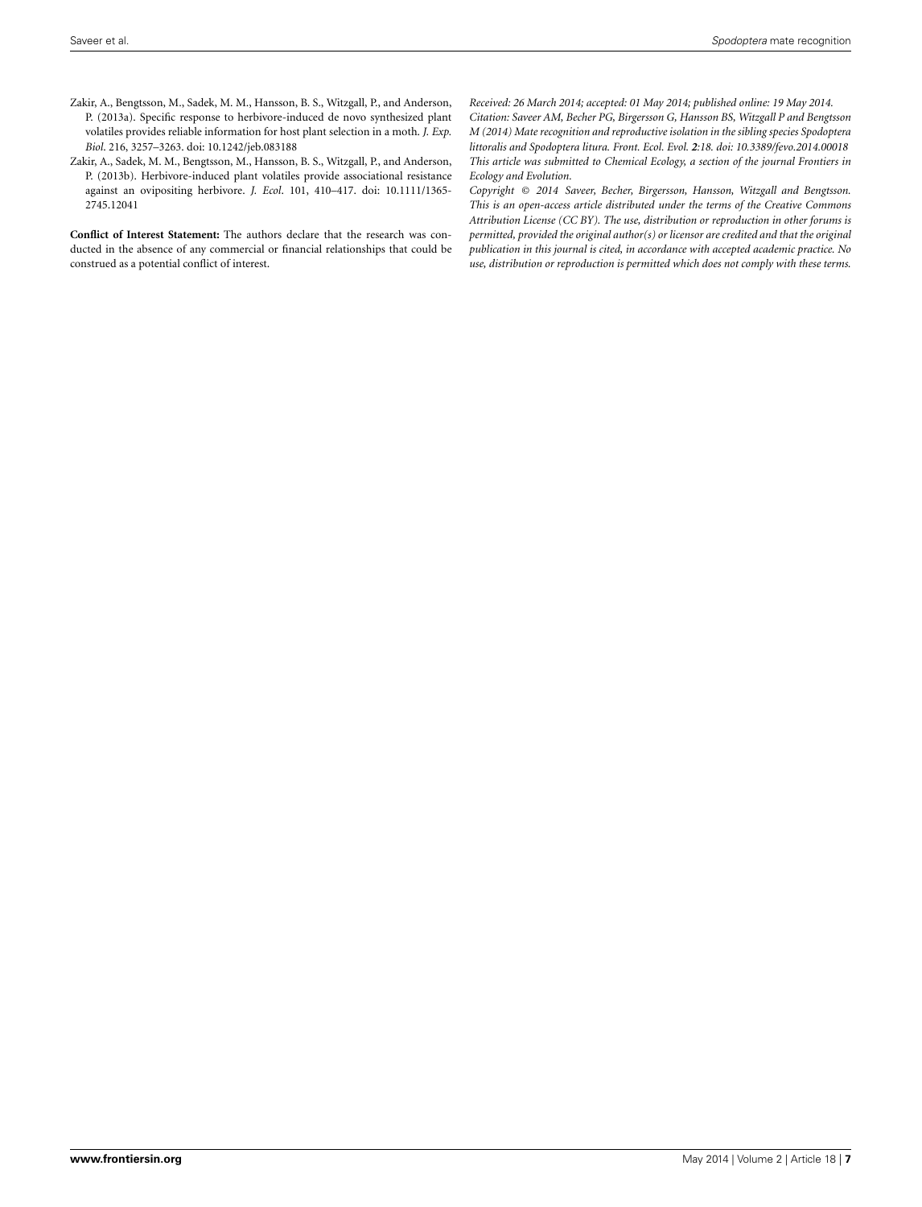Zakir, A., Bengtsson, M., Sadek, M. M., Hansson, B. S., Witzgall, P., and Anderson, P. (2013a). Specific response to herbivore-induced de novo synthesized plant volatiles provides reliable information for host plant selection in a moth. *J. Exp. Biol*. 216, 3257–3263. doi: 10.1242/jeb.083188

Zakir, A., Sadek, M. M., Bengtsson, M., Hansson, B. S., Witzgall, P., and Anderson, P. (2013b). Herbivore-induced plant volatiles provide associational resistance against an ovipositing herbivore. *J. Ecol*. 101, 410–417. doi: 10.1111/1365-2745.12041

**Conflict of Interest Statement:** The authors declare that the research was conducted in the absence of any commercial or financial relationships that could be construed as a potential conflict of interest.

*Received: 26 March 2014; accepted: 01 May 2014; published online: 19 May 2014.*

*Citation: Saveer AM, Becher PG, Birgersson G, Hansson BS, Witzgall P and Bengtsson M (2014) Mate recognition and reproductive isolation in the sibling species Spodoptera littoralis and Spodoptera litura. Front. Ecol. Evol.* ***2****:18. doi: 10.3389/fevo.2014.00018*

*This article was submitted to Chemical Ecology, a section of the journal Frontiers in Ecology and Evolution.*

*Copyright © 2014 Saveer, Becher, Birgersson, Hansson, Witzgall and Bengtsson. This is an open-access article distributed under the terms of the Creative Commons Attribution License (CC BY). The use, distribution or reproduction in other forums is permitted, provided the original author(s) or licensor are credited and that the original publication in this journal is cited, in accordance with accepted academic practice. No use, distribution or reproduction is permitted which does not comply with these terms.*